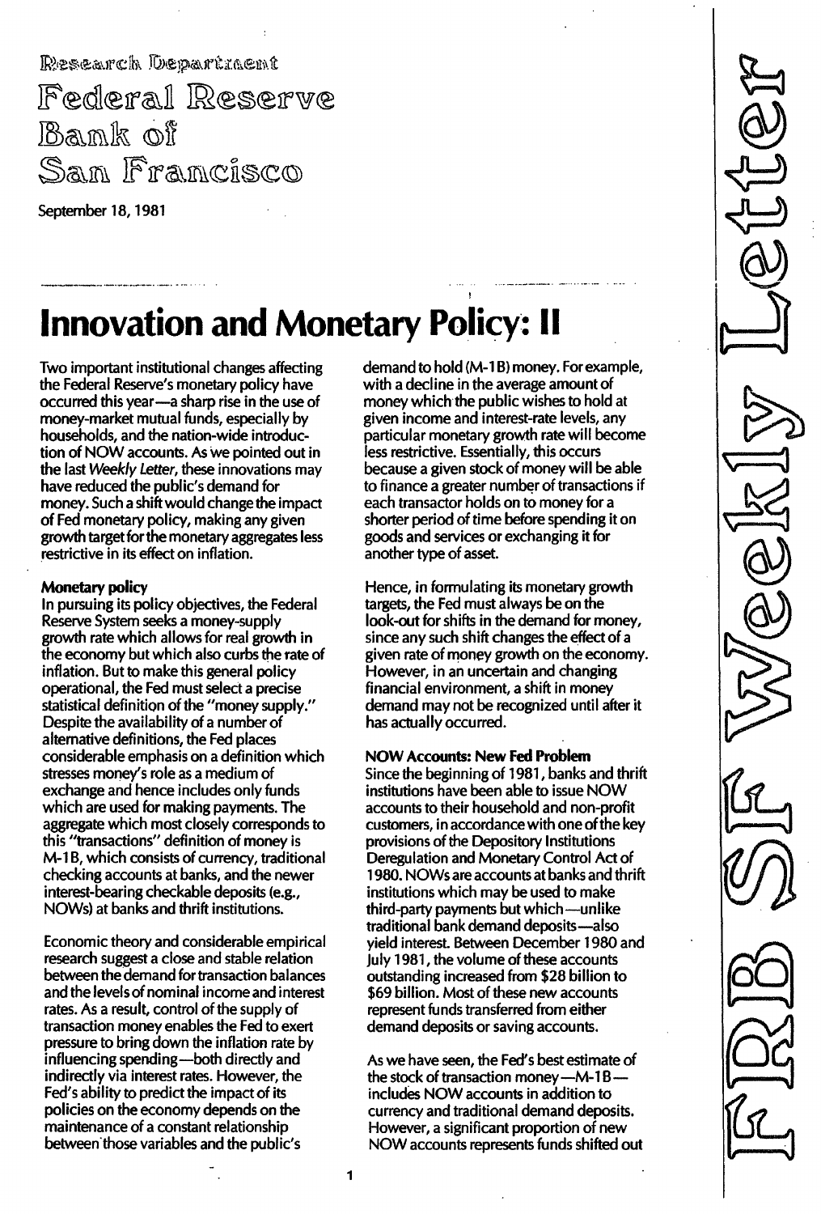Research Department

Federal Reserve Bank of San Francisco

September 18, 1981

FRB SF Weekly Letter

# Innovation and Monetary Policy: II

Two important institutional changes affecting the Federal Reserve's monetary policy have occurred this year—a sharp rise in the use of money-market mutual funds, especially by households, and the nation-wide introduction of NOW accounts. As we pointed out in the last *Weekly Letter*, these innovations may have reduced the public's demand for money. Such a shift would change the impact of Fed monetary policy, making any given growth target for the monetary aggregates less restrictive in its effect on inflation.

### Monetary policy

In pursuing its policy objectives, the Federal Reserve System seeks a money-supply growth rate which allows for real growth in the economy but which also curbs the rate of inflation. But to make this general policy operational, the Fed must select a precise statistical definition of the "money supply." Despite the availability of a number of alternative definitions, the Fed places considerable emphasis on a definition which stresses money's role as a medium of exchange and hence includes only funds which are used for making payments. The aggregate which most closely corresponds to this "transactions" definition of money is M-1B, which consists of currency, traditional checking accounts at banks, and the newer interest-bearing checkable deposits (e.g., NOWs) at banks and thrift institutions.

Economic theory and considerable empirical research suggest a close and stable relation between the demand for transaction balances and the levels of nominal income and interest rates. As a result, control of the supply of transaction money enables the Fed to exert pressure to bring down the inflation rate by influencing spending—both directly and indirectly via interest rates. However, the Fed's ability to predict the impact of its policies on the economy depends on the maintenance of a constant relationship between those variables and the public's demand to hold (M-1B) money. For example, with a decline in the average amount of money which the public wishes to hold at given income and interest-rate levels, any particular monetary growth rate will become less restrictive. Essentially, this occurs because a given stock of money will be able to finance a greater number of transactions if each transactor holds on to money for a shorter period of time before spending it on goods and services or exchanging it for another type of asset.

Hence, in formulating its monetary growth targets, the Fed must always be on the look-out for shifts in the demand for money, since any such shift changes the effect of a given rate of money growth on the economy. However, in an uncertain and changing financial environment, a shift in money demand may not be recognized until after it has actually occurred.

### NOW Accounts: New Fed Problem

Since the beginning of 1981, banks and thrift institutions have been able to issue NOW accounts to their household and non-profit customers, in accordance with one of the key provisions of the Depository Institutions Deregulation and Monetary Control Act of 1980. NOWs are accounts at banks and thrift institutions which may be used to make third-party payments but which—unlike traditional bank demand deposits—also yield interest. Between December 1980 and July 1981, the volume of these accounts outstanding increased from $28 billion to $69 billion. Most of these new accounts represent funds transferred from either demand deposits or saving accounts.

As we have seen, the Fed's best estimate of the stock of transaction money—M-1B—includes NOW accounts in addition to currency and traditional demand deposits. However, a significant proportion of new NOW accounts represents funds shifted out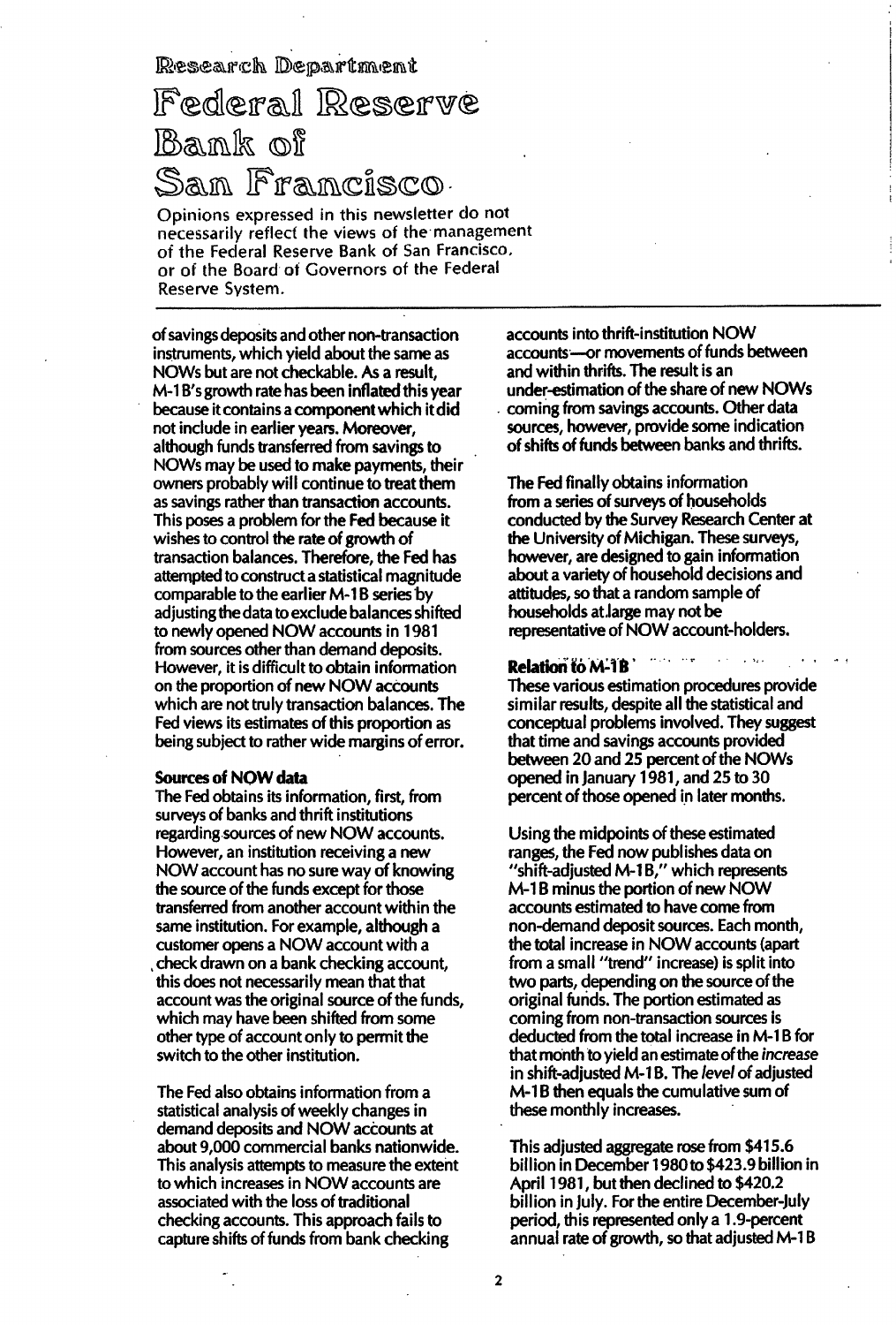Research Department

# Federal Reserve Bank of San Francisco

Opinions expressed in this newsletter do not necessarily reflect the views of the management of the Federal Reserve Bank of San Francisco, or of the Board of Governors of the Federal Reserve System.

of savings deposits and other non-transaction instruments, which yield about the same as NOWs but are not checkable. As a result, M-1B's growth rate has been inflated this year because it contains a component which it did not include in earlier years. Moreover, although funds transferred from savings to NOWs may be used to make payments, their owners probably will continue to treat them as savings rather than transaction accounts. This poses a problem for the Fed because it wishes to control the rate of growth of transaction balances. Therefore, the Fed has attempted to construct a statistical magnitude comparable to the earlier M-1B series by adjusting the data to exclude balances shifted to newly opened NOW accounts in 1981 from sources other than demand deposits. However, it is difficult to obtain information on the proportion of new NOW accounts which are not truly transaction balances. The Fed views its estimates of this proportion as being subject to rather wide margins of error.

**Sources of NOW data**

The Fed obtains its information, first, from surveys of banks and thrift institutions regarding sources of new NOW accounts. However, an institution receiving a new NOW account has no sure way of knowing the source of the funds except for those transferred from another account within the same institution. For example, although a customer opens a NOW account with a check drawn on a bank checking account, this does not necessarily mean that that account was the original source of the funds, which may have been shifted from some other type of account only to permit the switch to the other institution.

The Fed also obtains information from a statistical analysis of weekly changes in demand deposits and NOW accounts at about 9,000 commercial banks nationwide. This analysis attempts to measure the extent to which increases in NOW accounts are associated with the loss of traditional checking accounts. This approach fails to capture shifts of funds from bank checking accounts into thrift-institution NOW accounts—or movements of funds between and within thrifts. The result is an under-estimation of the share of new NOWs coming from savings accounts. Other data sources, however, provide some indication of shifts of funds between banks and thrifts.

The Fed finally obtains information from a series of surveys of households conducted by the Survey Research Center at the University of Michigan. These surveys, however, are designed to gain information about a variety of household decisions and attitudes, so that a random sample of households at large may not be representative of NOW account-holders.

**Relation to M-1B**

These various estimation procedures provide similar results, despite all the statistical and conceptual problems involved. They suggest that time and savings accounts provided between 20 and 25 percent of the NOWs opened in January 1981, and 25 to 30 percent of those opened in later months.

Using the midpoints of these estimated ranges, the Fed now publishes data on "shift-adjusted M-1B," which represents M-1B minus the portion of new NOW accounts estimated to have come from non-demand deposit sources. Each month, the total increase in NOW accounts (apart from a small "trend" increase) is split into two parts, depending on the source of the original funds. The portion estimated as coming from non-transaction sources is deducted from the total increase in M-1B for that month to yield an estimate of the *increase* in shift-adjusted M-1B. The *level* of adjusted M-1B then equals the cumulative sum of these monthly increases.

This adjusted aggregate rose from $415.6 billion in December 1980 to $423.9 billion in April 1981, but then declined to $420.2 billion in July. For the entire December-July period, this represented only a 1.9-percent annual rate of growth, so that adjusted M-1B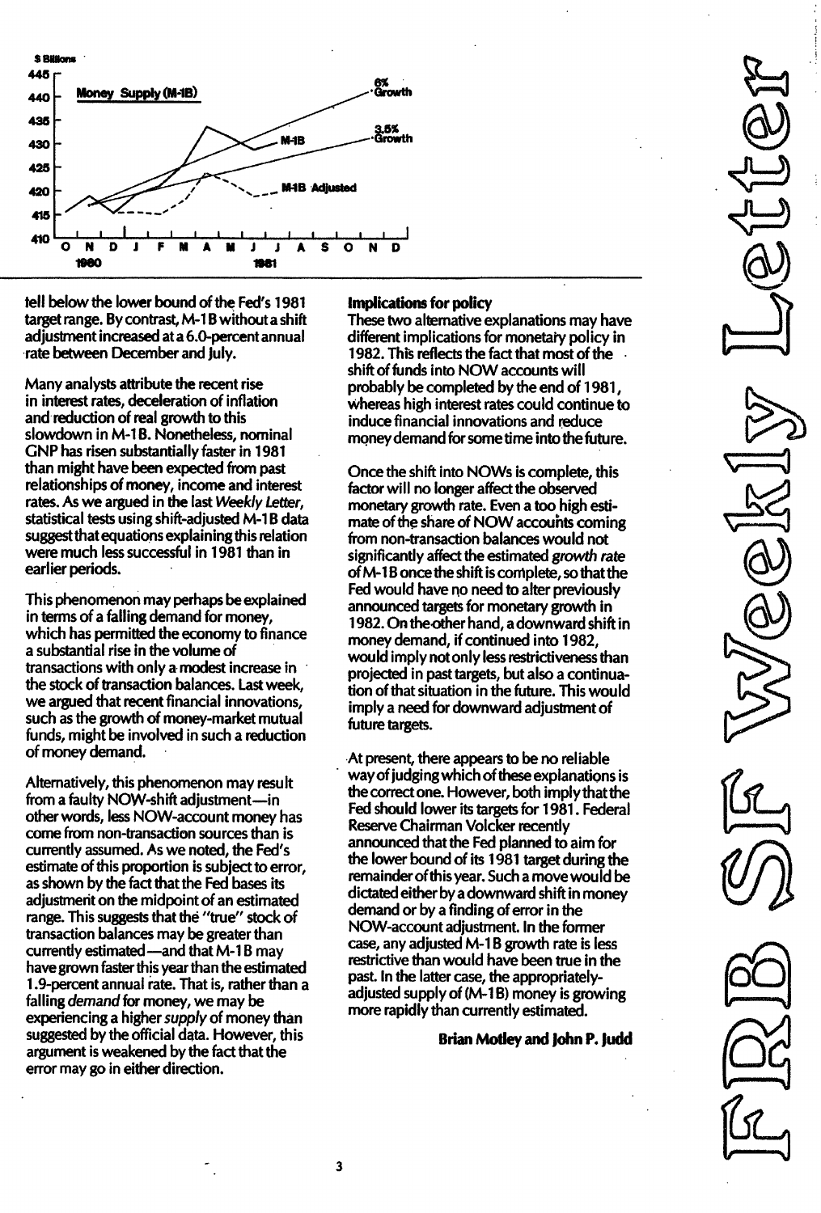$ Billions

Money Supply (M-1B)

fell below the lower bound of the Fed's 1981 target range. By contrast, M-1B without a shift adjustment increased at a 6.0-percent annual rate between December and July.

Many analysts attribute the recent rise in interest rates, deceleration of inflation and reduction of real growth to this slowdown in M-1B. Nonetheless, nominal GNP has risen substantially faster in 1981 than might have been expected from past relationships of money, income and interest rates. As we argued in the last *Weekly Letter*, statistical tests using shift-adjusted M-1B data suggest that equations explaining this relation were much less successful in 1981 than in earlier periods.

This phenomenon may perhaps be explained in terms of a falling demand for money, which has permitted the economy to finance a substantial rise in the volume of transactions with only a modest increase in the stock of transaction balances. Last week, we argued that recent financial innovations, such as the growth of money-market mutual funds, might be involved in such a reduction of money demand.

Alternatively, this phenomenon may result from a faulty NOW-shift adjustment—in other words, less NOW-account money has come from non-transaction sources than is currently assumed. As we noted, the Fed's estimate of this proportion is subject to error, as shown by the fact that the Fed bases its adjustment on the midpoint of an estimated range. This suggests that the "true" stock of transaction balances may be greater than currently estimated—and that M-1B may have grown faster this year than the estimated 1.9-percent annual rate. That is, rather than a falling *demand* for money, we may be experiencing a higher *supply* of money than suggested by the official data. However, this argument is weakened by the fact that the error may go in either direction.

**Implications for policy**

These two alternative explanations may have different implications for monetary policy in 1982. This reflects the fact that most of the shift of funds into NOW accounts will probably be completed by the end of 1981, whereas high interest rates could continue to induce financial innovations and reduce money demand for some time into the future.

Once the shift into NOWs is complete, this factor will no longer affect the observed monetary growth rate. Even a too high estimate of the share of NOW accounts coming from non-transaction balances would not significantly affect the estimated *growth rate* of M-1B once the shift is complete, so that the Fed would have no need to alter previously announced targets for monetary growth in 1982. On the other hand, a downward shift in money demand, if continued into 1982, would imply not only less restrictiveness than projected in past targets, but also a continuation of that situation in the future. This would imply a need for downward adjustment of future targets.

At present, there appears to be no reliable way of judging which of these explanations is the correct one. However, both imply that the Fed should lower its targets for 1981. Federal Reserve Chairman Volcker recently announced that the Fed planned to aim for the lower bound of its 1981 target during the remainder of this year. Such a move would be dictated either by a downward shift in money demand or by a finding of error in the NOW-account adjustment. In the former case, any adjusted M-1B growth rate is less restrictive than would have been true in the past. In the latter case, the appropriately-adjusted supply of (M-1B) money is growing more rapidly than currently estimated.

**Brian Motley and John P. Judd**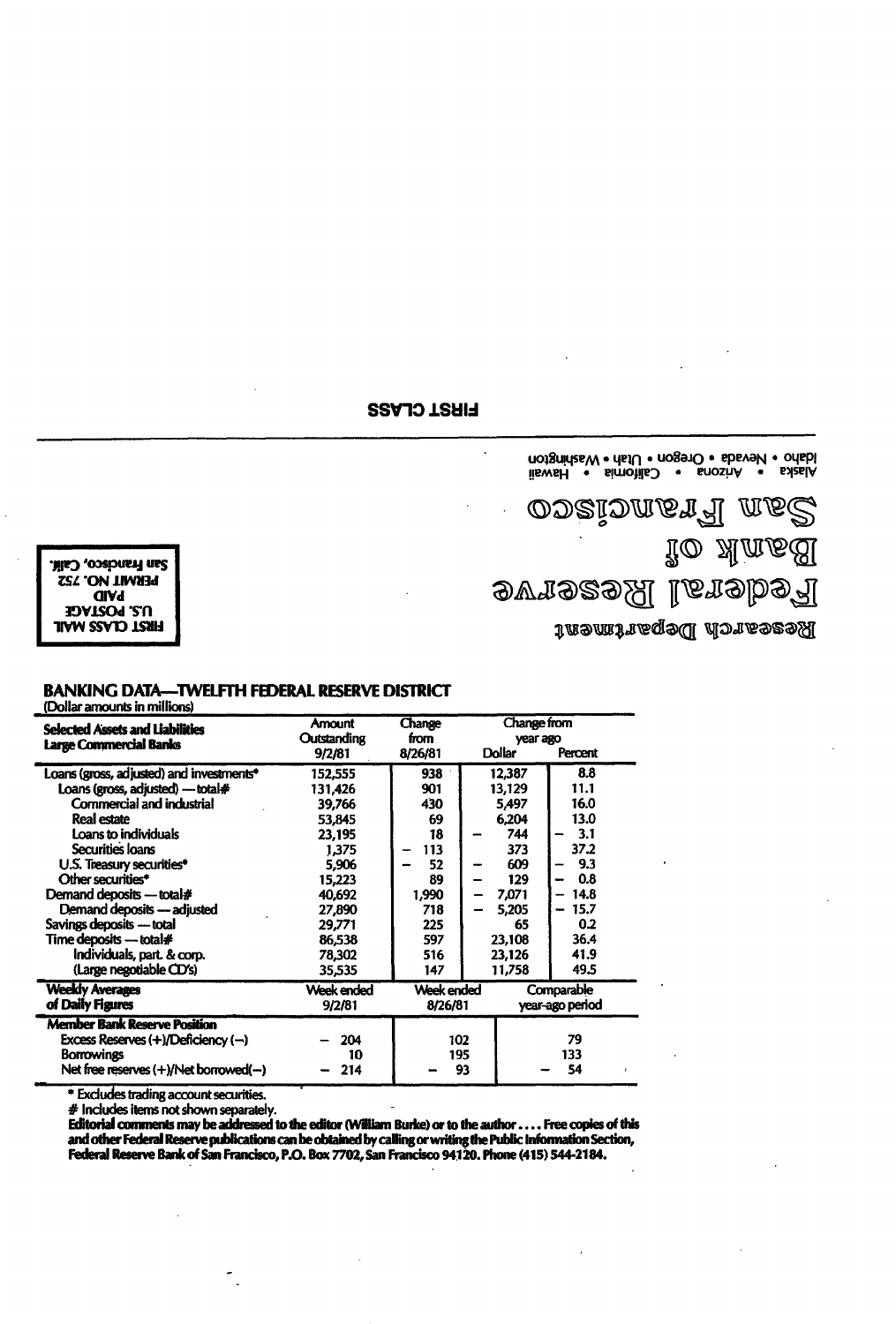FIRST CLASS

Research Department

Federal Reserve Bank of San Francisco

Alaska • Arizona • California • Hawaii
Idaho • Nevada • Oregon • Utah • Washington

FIRST CLASS MAIL
U.S. POSTAGE
PAID
PERMIT NO. 752
San Francisco, Calif.

## BANKING DATA—TWELFTH FEDERAL RESERVE DISTRICT

(Dollar amounts in millions)

| Selected Assets and Liabilities Large Commercial Banks | Amount Outstanding 9/2/81 | Change from 8/26/81 | Change from year ago Dollar | Percent |
|---|---|---|---|---|
| Loans (gross, adjusted) and investments* | 152,555 | 938 | 12,387 | 8.8 |
| Loans (gross, adjusted) — total# | 131,426 | 901 | 13,129 | 11.1 |
| Commercial and industrial | 39,766 | 430 | 5,497 | 16.0 |
| Real estate | 53,845 | 69 | 6,204 | 13.0 |
| Loans to individuals | 23,195 | 18 | – 744 | – 3.1 |
| Securities loans | 1,375 | – 113 | 373 | 37.2 |
| U.S. Treasury securities* | 5,906 | – 52 | – 609 | – 9.3 |
| Other securities* | 15,223 | 89 | – 129 | – 0.8 |
| Demand deposits — total# | 40,692 | 1,990 | – 7,071 | – 14.8 |
| Demand deposits — adjusted | 27,890 | 718 | – 5,205 | – 15.7 |
| Savings deposits — total | 29,771 | 225 | 65 | 0.2 |
| Time deposits — total# | 86,538 | 597 | 23,108 | 36.4 |
| Individuals, part. & corp. | 78,302 | 516 | 23,126 | 41.9 |
| (Large negotiable CD's) | 35,535 | 147 | 11,758 | 49.5 |
| **Weekly Averages of Daily Figures** | Week ended 9/2/81 | Week ended 8/26/81 | Comparable year-ago period | |
| **Member Bank Reserve Position** | | | | |
| Excess Reserves (+)/Deficiency (–) | – 204 | 102 | 79 | |
| Borrowings | 10 | 195 | 133 | |
| Net free reserves (+)/Net borrowed(–) | – 214 | – 93 | – 54 | |

\* Excludes trading account securities.
\# Includes items not shown separately.

**Editorial comments may be addressed to the editor (William Burke) or to the author.... Free copies of this and other Federal Reserve publications can be obtained by calling or writing the Public Information Section, Federal Reserve Bank of San Francisco, P.O. Box 7702, San Francisco 94120. Phone (415) 544-2184.**